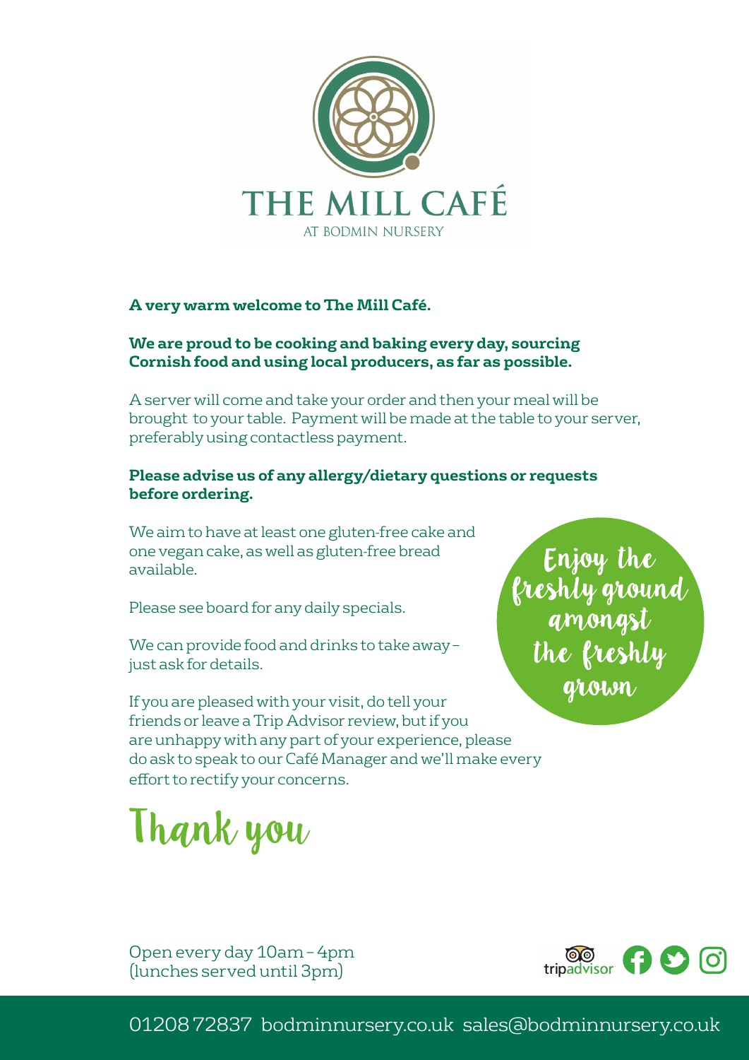# THE MILL CAFÉ

AT BODMIN NURSERY

**A very warm welcome to The Mill Café.**

**We are proud to be cooking and baking every day, sourcing Cornish food and using local producers, as far as possible.**

A server will come and take your order and then your meal will be brought to your table. Payment will be made at the table to your server, preferably using contactless payment.

**Please advise us of any allergy/dietary questions or requests before ordering.**

We aim to have at least one gluten-free cake and one vegan cake, as well as gluten-free bread available.

Please see board for any daily specials.

We can provide food and drinks to take away – just ask for details.

If you are pleased with your visit, do tell your friends or leave a Trip Advisor review, but if you are unhappy with any part of your experience, please do ask to speak to our Café Manager and we'll make every effort to rectify your concerns.

Enjoy the freshly ground amongst the freshly grown

## Thank you

Open every day 10am – 4pm
(lunches served until 3pm)

tripadvisor

01208 72837 bodminnursery.co.uk sales@bodminnursery.co.uk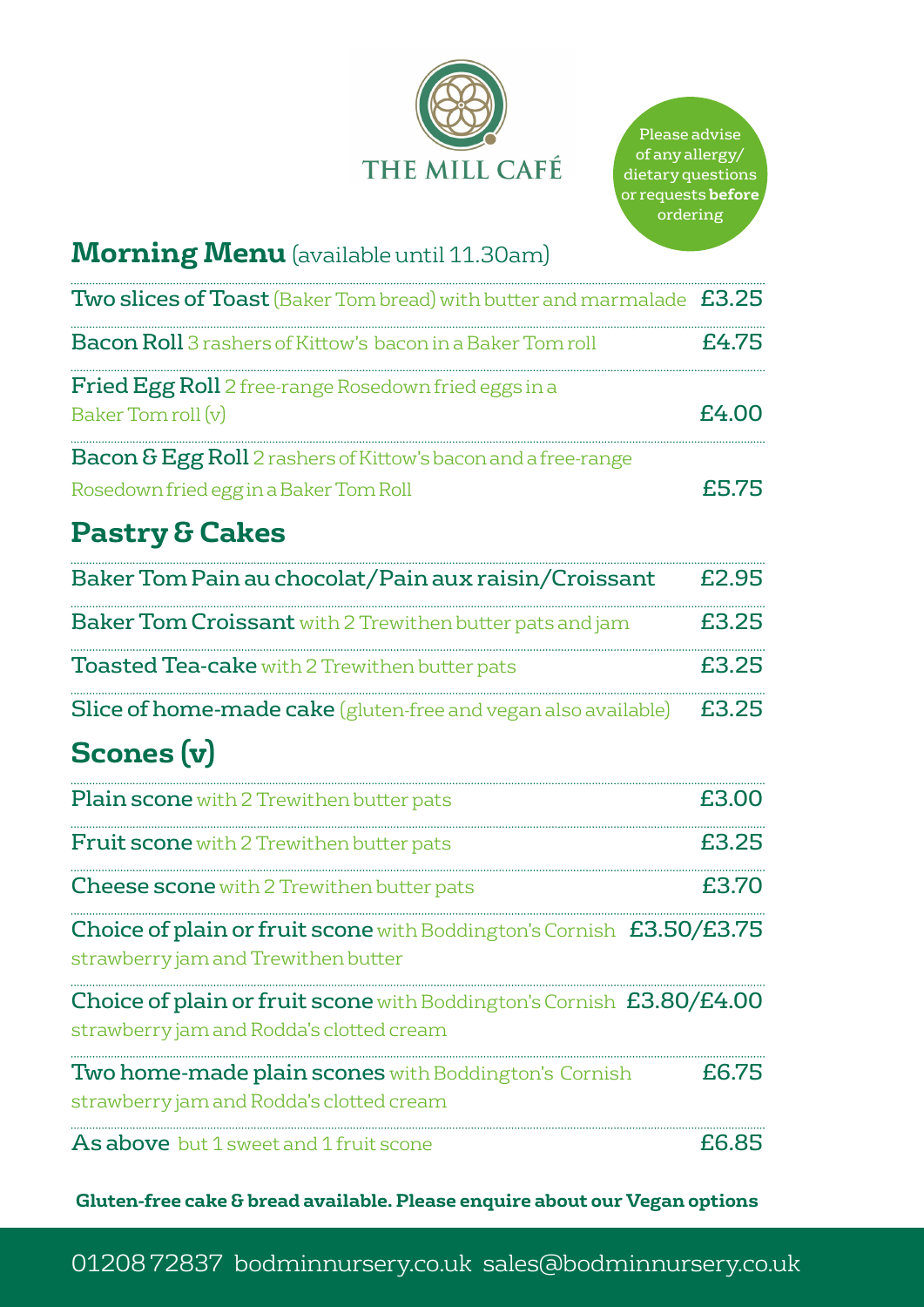# THE MILL CAFÉ

Please advise of any allergy/ dietary questions or requests **before** ordering

## Morning Menu (available until 11.30am)

| Item | Price |
|---|---|
| **Two slices of Toast** (Baker Tom bread) with butter and marmalade | £3.25 |
| **Bacon Roll** 3 rashers of Kittow's bacon in a Baker Tom roll | £4.75 |
| **Fried Egg Roll** 2 free-range Rosedown fried eggs in a Baker Tom roll (v) | £4.00 |
| **Bacon & Egg Roll** 2 rashers of Kittow's bacon and a free-range Rosedown fried egg in a Baker Tom Roll | £5.75 |

## Pastry & Cakes

| Item | Price |
|---|---|
| **Baker Tom Pain au chocolat/Pain aux raisin/Croissant** | £2.95 |
| **Baker Tom Croissant** with 2 Trewithen butter pats and jam | £3.25 |
| **Toasted Tea-cake** with 2 Trewithen butter pats | £3.25 |
| **Slice of home-made cake** (gluten-free and vegan also available) | £3.25 |

## Scones (v)

| Item | Price |
|---|---|
| **Plain scone** with 2 Trewithen butter pats | £3.00 |
| **Fruit scone** with 2 Trewithen butter pats | £3.25 |
| **Cheese scone** with 2 Trewithen butter pats | £3.70 |
| **Choice of plain or fruit scone** with Boddington's Cornish strawberry jam and Trewithen butter | £3.50/£3.75 |
| **Choice of plain or fruit scone** with Boddington's Cornish strawberry jam and Rodda's clotted cream | £3.80/£4.00 |
| **Two home-made plain scones** with Boddington's Cornish strawberry jam and Rodda's clotted cream | £6.75 |
| **As above** but 1 sweet and 1 fruit scone | £6.85 |

**Gluten-free cake & bread available. Please enquire about our Vegan options**

01208 72837 bodminnursery.co.uk sales@bodminnursery.co.uk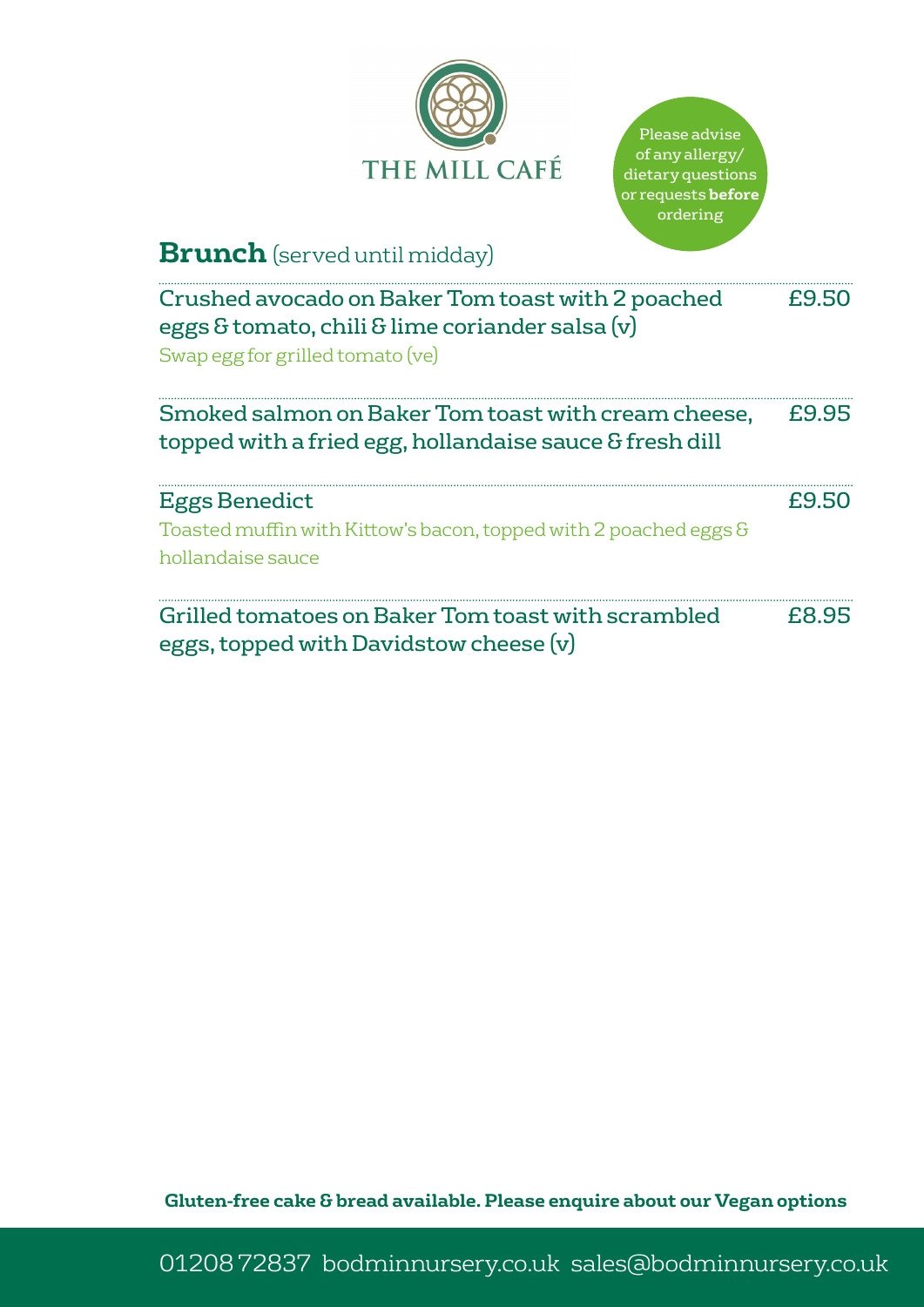THE MILL CAFÉ

Please advise of any allergy/ dietary questions or requests **before** ordering

## Brunch (served until midday)

Crushed avocado on Baker Tom toast with 2 poached eggs & tomato, chili & lime coriander salsa (v) — £9.50
Swap egg for grilled tomato (ve)

Smoked salmon on Baker Tom toast with cream cheese, topped with a fried egg, hollandaise sauce & fresh dill — £9.95

Eggs Benedict — £9.50
Toasted muffin with Kittow's bacon, topped with 2 poached eggs & hollandaise sauce

Grilled tomatoes on Baker Tom toast with scrambled eggs, topped with Davidstow cheese (v) — £8.95

**Gluten-free cake & bread available. Please enquire about our Vegan options**

01208 72837 bodminnursery.co.uk sales@bodminnursery.co.uk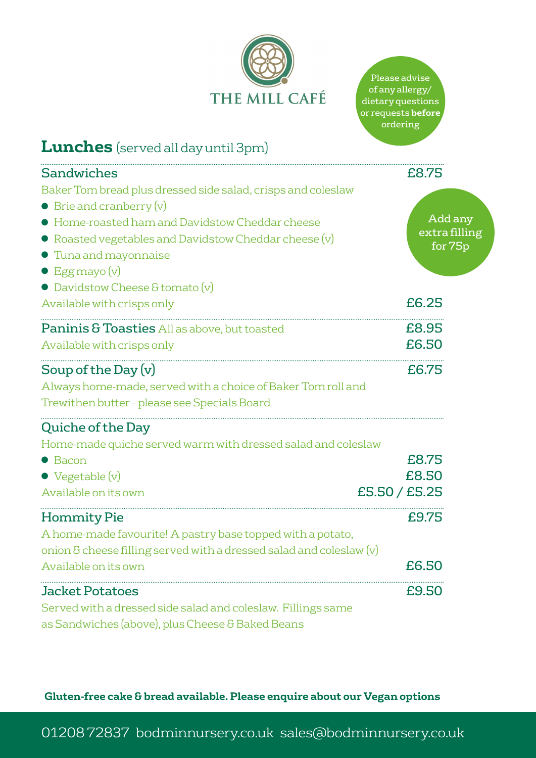# THE MILL CAFÉ

Please advise of any allergy/ dietary questions or requests **before** ordering

## **Lunches** (served all day until 3pm)

### Sandwiches — £8.75

Baker Tom bread plus dressed side salad, crisps and coleslaw

- Brie and cranberry (v)
- Home-roasted ham and Davidstow Cheddar cheese
- Roasted vegetables and Davidstow Cheddar cheese (v)
- Tuna and mayonnaise
- Egg mayo (v)
- Davidstow Cheese & tomato (v)

Add any extra filling for 75p

Available with crisps only — £6.25

### Paninis & Toasties — £8.95

All as above, but toasted

Available with crisps only — £6.50

### Soup of the Day (v) — £6.75

Always home-made, served with a choice of Baker Tom roll and Trewithen butter – please see Specials Board

### Quiche of the Day

Home-made quiche served warm with dressed salad and coleslaw

- Bacon — £8.75
- Vegetable (v) — £8.50

Available on its own — £5.50 / £5.25

### Hommity Pie — £9.75

A home-made favourite! A pastry base topped with a potato, onion & cheese filling served with a dressed salad and coleslaw (v)

Available on its own — £6.50

### Jacket Potatoes — £9.50

Served with a dressed side salad and coleslaw. Fillings same as Sandwiches (above), plus Cheese & Baked Beans

**Gluten-free cake & bread available. Please enquire about our Vegan options**

01208 72837 bodminnursery.co.uk sales@bodminnursery.co.uk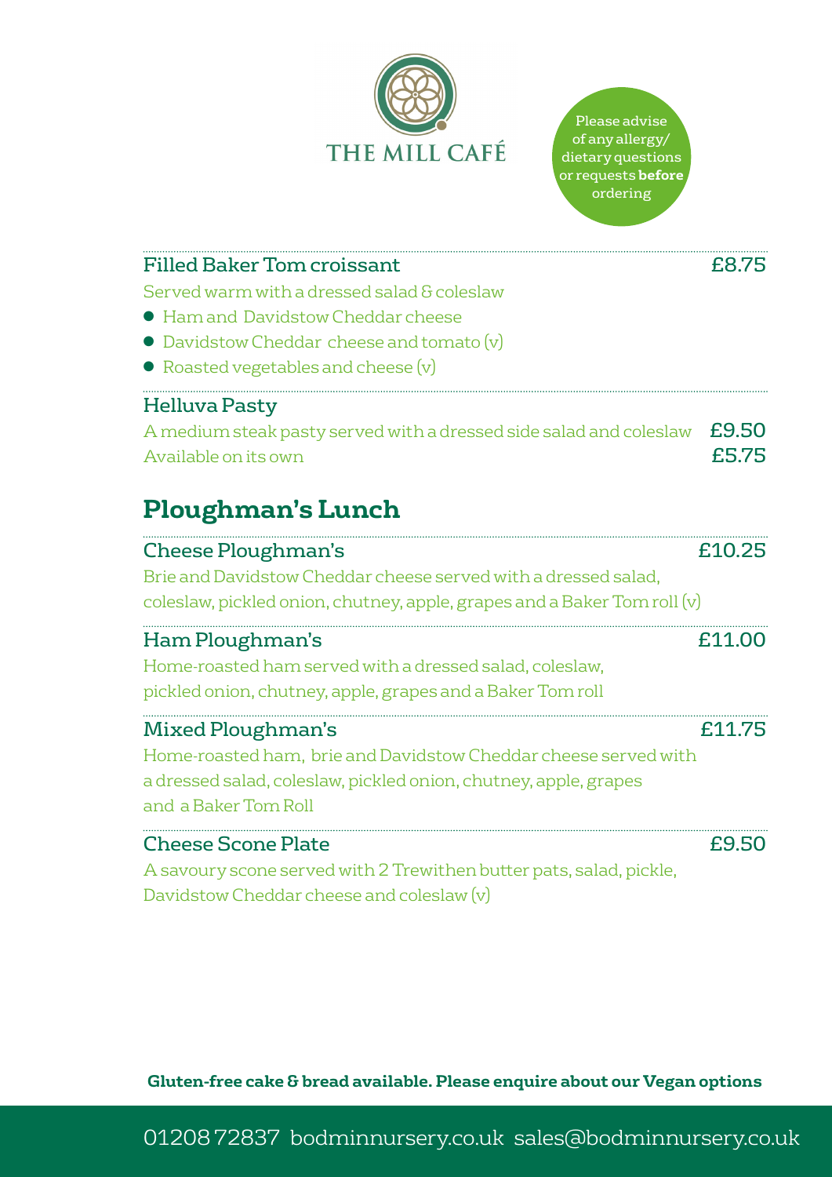# THE MILL CAFÉ

Please advise of any allergy/ dietary questions or requests **before** ordering

### Filled Baker Tom croissant — £8.75

Served warm with a dressed salad & coleslaw

- Ham and Davidstow Cheddar cheese
- Davidstow Cheddar cheese and tomato (v)
- Roasted vegetables and cheese (v)

### Helluva Pasty

A medium steak pasty served with a dressed side salad and coleslaw — £9.50

Available on its own — £5.75

## Ploughman's Lunch

### Cheese Ploughman's — £10.25

Brie and Davidstow Cheddar cheese served with a dressed salad, coleslaw, pickled onion, chutney, apple, grapes and a Baker Tom roll (v)

### Ham Ploughman's — £11.00

Home-roasted ham served with a dressed salad, coleslaw, pickled onion, chutney, apple, grapes and a Baker Tom roll

### Mixed Ploughman's — £11.75

Home-roasted ham, brie and Davidstow Cheddar cheese served with a dressed salad, coleslaw, pickled onion, chutney, apple, grapes and a Baker Tom Roll

### Cheese Scone Plate — £9.50

A savoury scone served with 2 Trewithen butter pats, salad, pickle, Davidstow Cheddar cheese and coleslaw (v)

**Gluten-free cake & bread available. Please enquire about our Vegan options**

01208 72837 bodminnursery.co.uk sales@bodminnursery.co.uk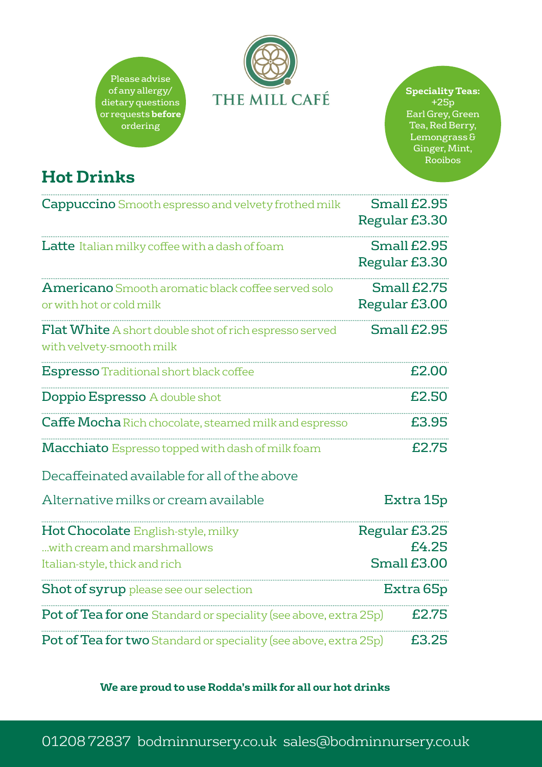Please advise of any allergy/ dietary questions or requests **before** ordering

# THE MILL CAFÉ

**Speciality Teas:** +25p
Earl Grey, Green Tea, Red Berry, Lemongrass & Ginger, Mint, Rooibos

## Hot Drinks

| Item | Price |
|---|---|
| **Cappuccino** Smooth espresso and velvety frothed milk | Small £2.95<br>Regular £3.30 |
| **Latte** Italian milky coffee with a dash of foam | Small £2.95<br>Regular £3.30 |
| **Americano** Smooth aromatic black coffee served solo or with hot or cold milk | Small £2.75<br>Regular £3.00 |
| **Flat White** A short double shot of rich espresso served with velvety-smooth milk | Small £2.95 |
| **Espresso** Traditional short black coffee | £2.00 |
| **Doppio Espresso** A double shot | £2.50 |
| **Caffe Mocha** Rich chocolate, steamed milk and espresso | £3.95 |
| **Macchiato** Espresso topped with dash of milk foam | £2.75 |
| Decaffeinated available for all of the above | |
| Alternative milks or cream available | Extra 15p |
| **Hot Chocolate** English-style, milky | Regular £3.25 |
| ...with cream and marshmallows | £4.25 |
| Italian-style, thick and rich | Small £3.00 |
| **Shot of syrup** please see our selection | Extra 65p |
| **Pot of Tea for one** Standard or speciality (see above, extra 25p) | £2.75 |
| **Pot of Tea for two** Standard or speciality (see above, extra 25p) | £3.25 |

**We are proud to use Rodda's milk for all our hot drinks**

01208 72837 bodminnursery.co.uk sales@bodminnursery.co.uk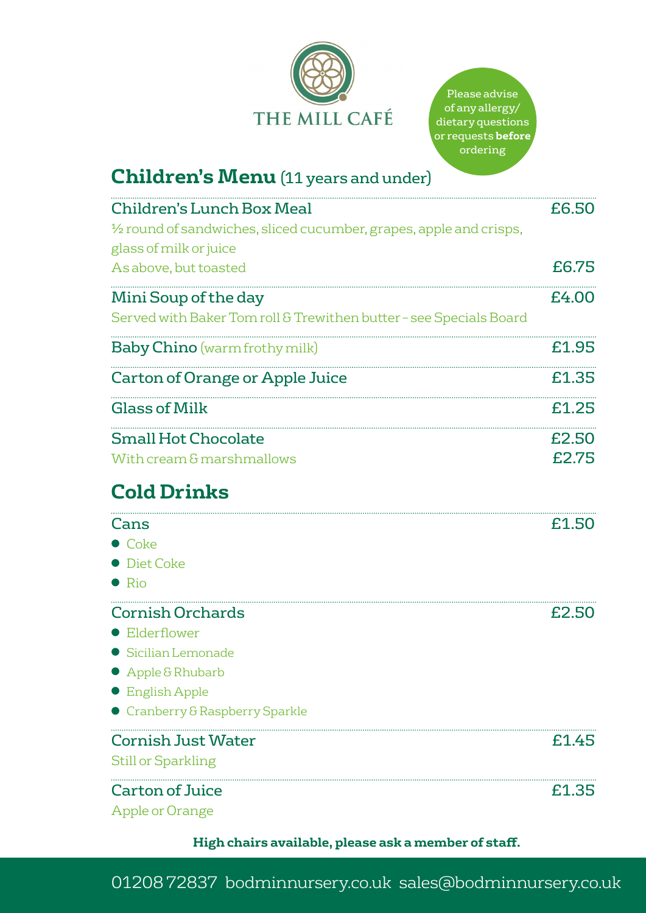THE MILL CAFÉ

Please advise of any allergy/ dietary questions or requests **before** ordering

## Children's Menu (11 years and under)

| | |
|---|---|
| Children's Lunch Box Meal | £6.50 |
| ½ round of sandwiches, sliced cucumber, grapes, apple and crisps, glass of milk or juice | |
| As above, but toasted | £6.75 |
| Mini Soup of the day | £4.00 |
| Served with Baker Tom roll & Trewithen butter – see Specials Board | |
| Baby Chino (warm frothy milk) | £1.95 |
| Carton of Orange or Apple Juice | £1.35 |
| Glass of Milk | £1.25 |
| Small Hot Chocolate | £2.50 |
| With cream & marshmallows | £2.75 |

## Cold Drinks

**Cans** — £1.50

- Coke
- Diet Coke
- Rio

**Cornish Orchards** — £2.50

- Elderflower
- Sicilian Lemonade
- Apple & Rhubarb
- English Apple
- Cranberry & Raspberry Sparkle

**Cornish Just Water** — £1.45

Still or Sparkling

**Carton of Juice** — £1.35

Apple or Orange

**High chairs available, please ask a member of staff.**

01208 72837 bodminnursery.co.uk sales@bodminnursery.co.uk